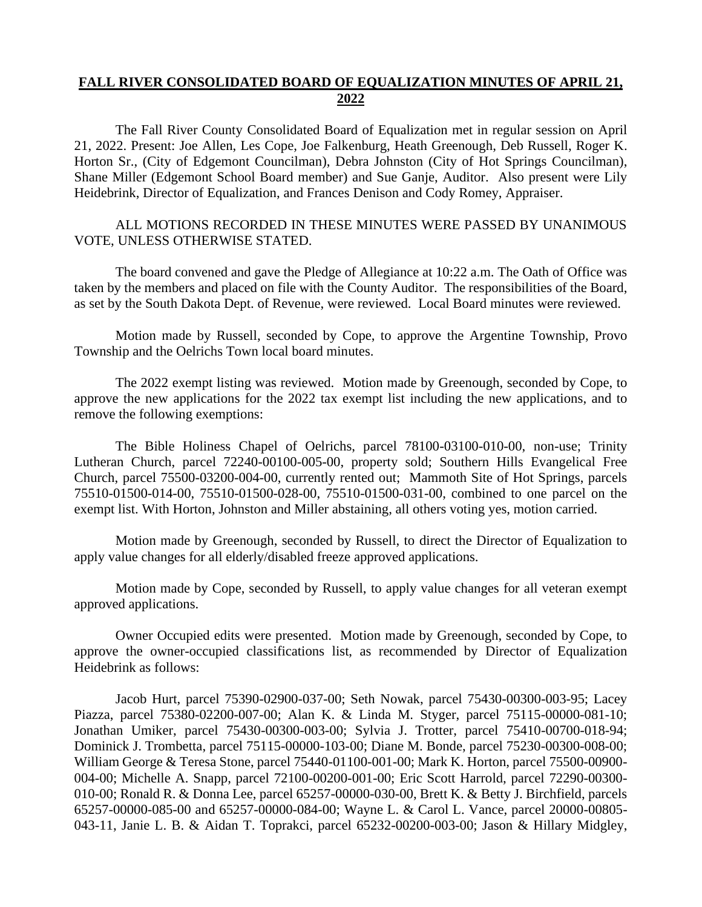# FALL RIVER CONSOLIDATED BOARD OF EQUALIZATION MINUTES OF APRIL 21, 2022

The Fall River County Consolidated Board of Equalization met in regular session on April 21, 2022. Present: Joe Allen, Les Cope, Joe Falkenburg, Heath Greenough, Deb Russell, Roger K. Horton Sr., (City of Edgemont Councilman), Debra Johnston (City of Hot Springs Councilman), Shane Miller (Edgemont School Board member) and Sue Ganje, Auditor. Also present were Lily Heidebrink, Director of Equalization, and Frances Denison and Cody Romey, Appraiser.

ALL MOTIONS RECORDED IN THESE MINUTES WERE PASSED BY UNANIMOUS VOTE, UNLESS OTHERWISE STATED.

The board convened and gave the Pledge of Allegiance at 10:22 a.m. The Oath of Office was taken by the members and placed on file with the County Auditor. The responsibilities of the Board, as set by the South Dakota Dept. of Revenue, were reviewed. Local Board minutes were reviewed.

Motion made by Russell, seconded by Cope, to approve the Argentine Township, Provo Township and the Oelrichs Town local board minutes.

The 2022 exempt listing was reviewed. Motion made by Greenough, seconded by Cope, to approve the new applications for the 2022 tax exempt list including the new applications, and to remove the following exemptions:

The Bible Holiness Chapel of Oelrichs, parcel 78100-03100-010-00, non-use; Trinity Lutheran Church, parcel 72240-00100-005-00, property sold; Southern Hills Evangelical Free Church, parcel 75500-03200-004-00, currently rented out; Mammoth Site of Hot Springs, parcels 75510-01500-014-00, 75510-01500-028-00, 75510-01500-031-00, combined to one parcel on the exempt list. With Horton, Johnston and Miller abstaining, all others voting yes, motion carried.

Motion made by Greenough, seconded by Russell, to direct the Director of Equalization to apply value changes for all elderly/disabled freeze approved applications.

Motion made by Cope, seconded by Russell, to apply value changes for all veteran exempt approved applications.

Owner Occupied edits were presented. Motion made by Greenough, seconded by Cope, to approve the owner-occupied classifications list, as recommended by Director of Equalization Heidebrink as follows:

Jacob Hurt, parcel 75390-02900-037-00; Seth Nowak, parcel 75430-00300-003-95; Lacey Piazza, parcel 75380-02200-007-00; Alan K. & Linda M. Styger, parcel 75115-00000-081-10; Jonathan Umiker, parcel 75430-00300-003-00; Sylvia J. Trotter, parcel 75410-00700-018-94; Dominick J. Trombetta, parcel 75115-00000-103-00; Diane M. Bonde, parcel 75230-00300-008-00; William George & Teresa Stone, parcel 75440-01100-001-00; Mark K. Horton, parcel 75500-00900-004-00; Michelle A. Snapp, parcel 72100-00200-001-00; Eric Scott Harrold, parcel 72290-00300-010-00; Ronald R. & Donna Lee, parcel 65257-00000-030-00, Brett K. & Betty J. Birchfield, parcels 65257-00000-085-00 and 65257-00000-084-00; Wayne L. & Carol L. Vance, parcel 20000-00805-043-11, Janie L. B. & Aidan T. Toprakci, parcel 65232-00200-003-00; Jason & Hillary Midgley,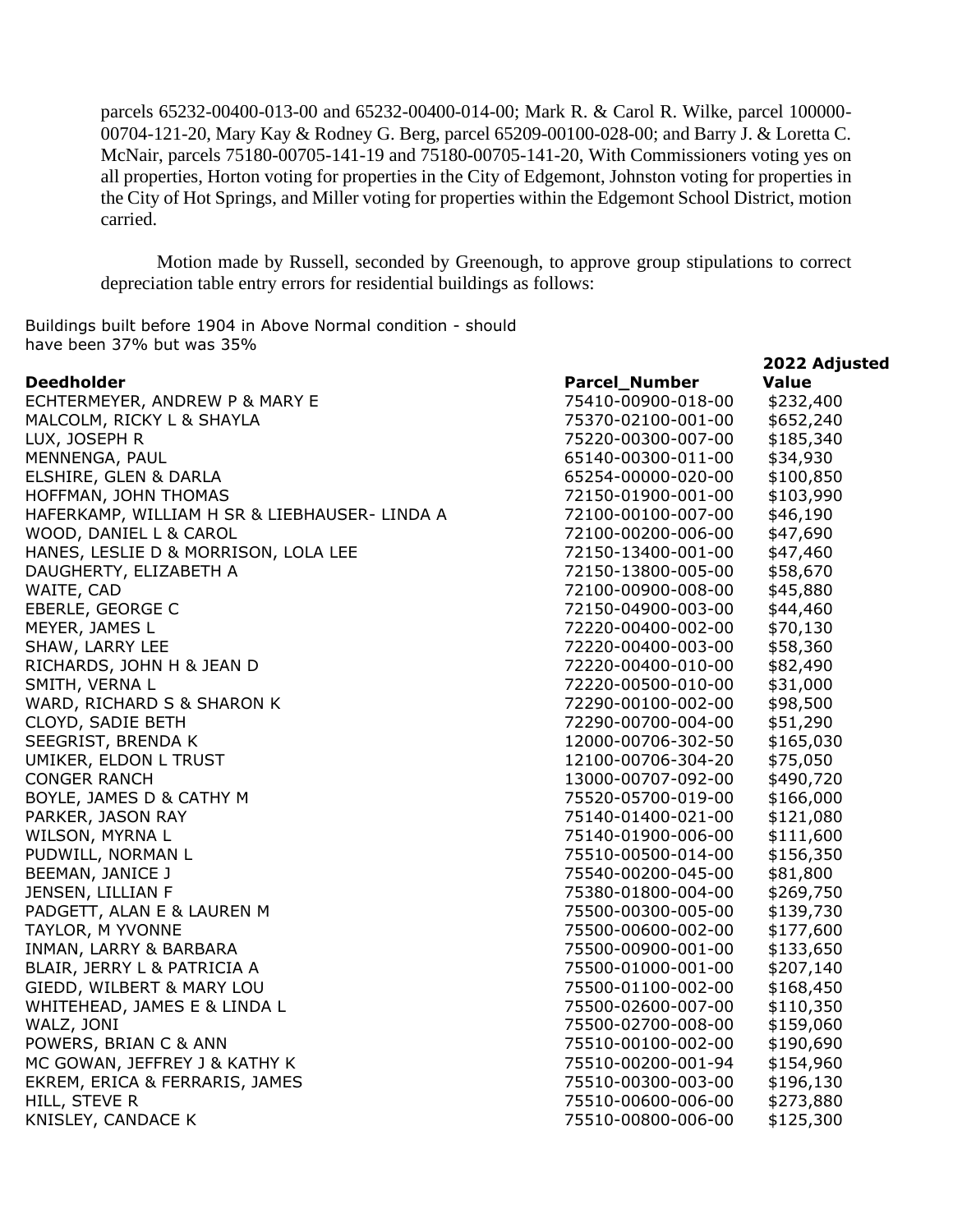parcels 65232-00400-013-00 and 65232-00400-014-00; Mark R. & Carol R. Wilke, parcel 100000-00704-121-20, Mary Kay & Rodney G. Berg, parcel 65209-00100-028-00; and Barry J. & Loretta C. McNair, parcels 75180-00705-141-19 and 75180-00705-141-20, With Commissioners voting yes on all properties, Horton voting for properties in the City of Edgemont, Johnston voting for properties in the City of Hot Springs, and Miller voting for properties within the Edgemont School District, motion carried.

Motion made by Russell, seconded by Greenough, to approve group stipulations to correct depreciation table entry errors for residential buildings as follows:

Buildings built before 1904 in Above Normal condition - should have been 37% but was 35%

| Deedholder | Parcel_Number | 2022 Adjusted Value |
|---|---|---|
| ECHTERMEYER, ANDREW P & MARY E | 75410-00900-018-00 | $232,400 |
| MALCOLM, RICKY L & SHAYLA | 75370-02100-001-00 | $652,240 |
| LUX, JOSEPH R | 75220-00300-007-00 | $185,340 |
| MENNENGA, PAUL | 65140-00300-011-00 | $34,930 |
| ELSHIRE, GLEN & DARLA | 65254-00000-020-00 | $100,850 |
| HOFFMAN, JOHN THOMAS | 72150-01900-001-00 | $103,990 |
| HAFERKAMP, WILLIAM H SR & LIEBHAUSER- LINDA A | 72100-00100-007-00 | $46,190 |
| WOOD, DANIEL L & CAROL | 72100-00200-006-00 | $47,690 |
| HANES, LESLIE D & MORRISON, LOLA LEE | 72150-13400-001-00 | $47,460 |
| DAUGHERTY, ELIZABETH A | 72150-13800-005-00 | $58,670 |
| WAITE, CAD | 72100-00900-008-00 | $45,880 |
| EBERLE, GEORGE C | 72150-04900-003-00 | $44,460 |
| MEYER, JAMES L | 72220-00400-002-00 | $70,130 |
| SHAW, LARRY LEE | 72220-00400-003-00 | $58,360 |
| RICHARDS, JOHN H & JEAN D | 72220-00400-010-00 | $82,490 |
| SMITH, VERNA L | 72220-00500-010-00 | $31,000 |
| WARD, RICHARD S & SHARON K | 72290-00100-002-00 | $98,500 |
| CLOYD, SADIE BETH | 72290-00700-004-00 | $51,290 |
| SEEGRIST, BRENDA K | 12000-00706-302-50 | $165,030 |
| UMIKER, ELDON L TRUST | 12100-00706-304-20 | $75,050 |
| CONGER RANCH | 13000-00707-092-00 | $490,720 |
| BOYLE, JAMES D & CATHY M | 75520-05700-019-00 | $166,000 |
| PARKER, JASON RAY | 75140-01400-021-00 | $121,080 |
| WILSON, MYRNA L | 75140-01900-006-00 | $111,600 |
| PUDWILL, NORMAN L | 75510-00500-014-00 | $156,350 |
| BEEMAN, JANICE J | 75540-00200-045-00 | $81,800 |
| JENSEN, LILLIAN F | 75380-01800-004-00 | $269,750 |
| PADGETT, ALAN E & LAUREN M | 75500-00300-005-00 | $139,730 |
| TAYLOR, M YVONNE | 75500-00600-002-00 | $177,600 |
| INMAN, LARRY & BARBARA | 75500-00900-001-00 | $133,650 |
| BLAIR, JERRY L & PATRICIA A | 75500-01000-001-00 | $207,140 |
| GIEDD, WILBERT & MARY LOU | 75500-01100-002-00 | $168,450 |
| WHITEHEAD, JAMES E & LINDA L | 75500-02600-007-00 | $110,350 |
| WALZ, JONI | 75500-02700-008-00 | $159,060 |
| POWERS, BRIAN C & ANN | 75510-00100-002-00 | $190,690 |
| MC GOWAN, JEFFREY J & KATHY K | 75510-00200-001-94 | $154,960 |
| EKREM, ERICA & FERRARIS, JAMES | 75510-00300-003-00 | $196,130 |
| HILL, STEVE R | 75510-00600-006-00 | $273,880 |
| KNISLEY, CANDACE K | 75510-00800-006-00 | $125,300 |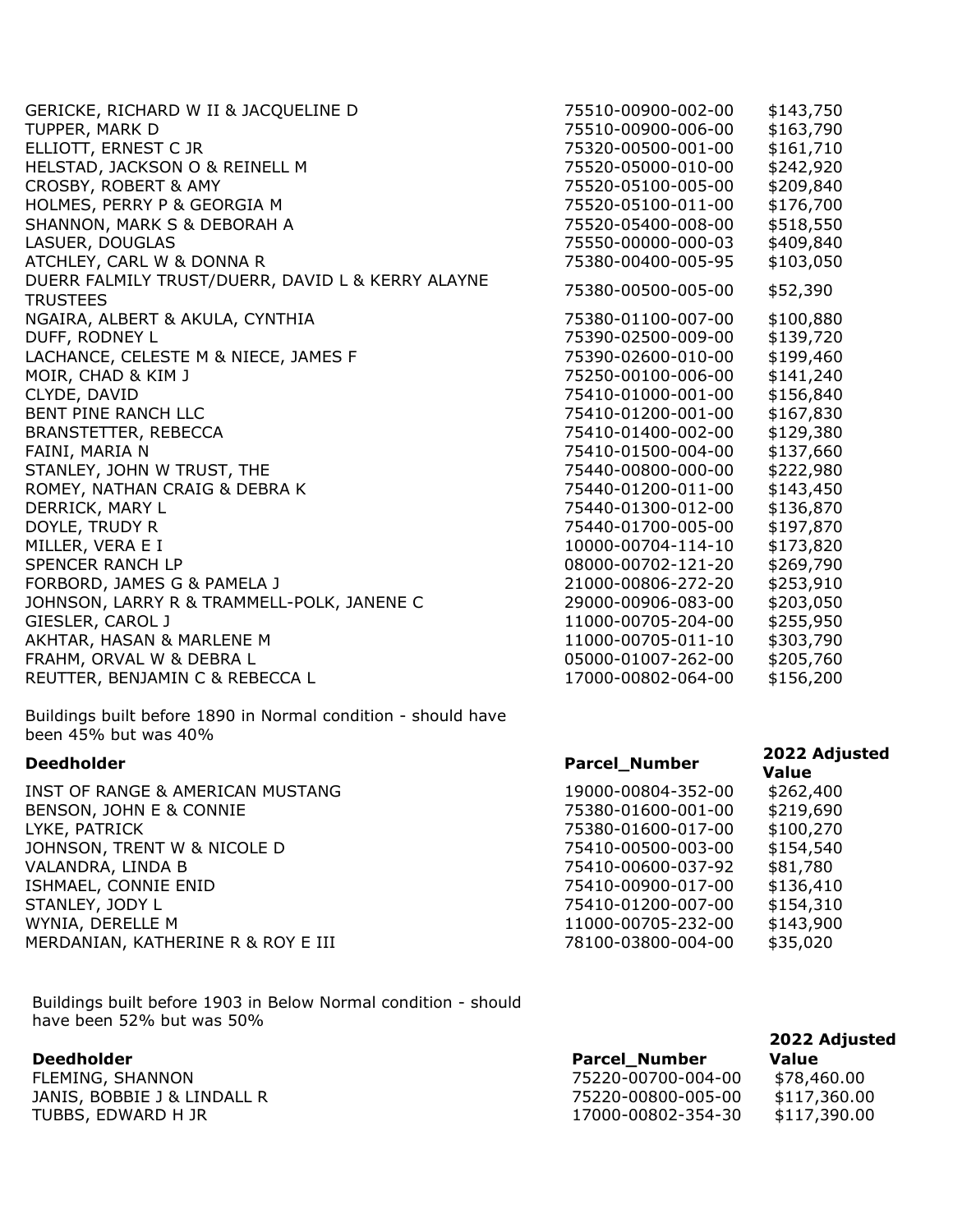| Deedholder | Parcel_Number | 2022 Adjusted Value |
|---|---|---|
| GERICKE, RICHARD W II & JACQUELINE D | 75510-00900-002-00 | $143,750 |
| TUPPER, MARK D | 75510-00900-006-00 | $163,790 |
| ELLIOTT, ERNEST C JR | 75320-00500-001-00 | $161,710 |
| HELSTAD, JACKSON O & REINELL M | 75520-05000-010-00 | $242,920 |
| CROSBY, ROBERT & AMY | 75520-05100-005-00 | $209,840 |
| HOLMES, PERRY P & GEORGIA M | 75520-05100-011-00 | $176,700 |
| SHANNON, MARK S & DEBORAH A | 75520-05400-008-00 | $518,550 |
| LASUER, DOUGLAS | 75550-00000-000-03 | $409,840 |
| ATCHLEY, CARL W & DONNA R | 75380-00400-005-95 | $103,050 |
| DUERR FALMILY TRUST/DUERR, DAVID L & KERRY ALAYNE TRUSTEES | 75380-00500-005-00 | $52,390 |
| NGAIRA, ALBERT & AKULA, CYNTHIA | 75380-01100-007-00 | $100,880 |
| DUFF, RODNEY L | 75390-02500-009-00 | $139,720 |
| LACHANCE, CELESTE M & NIECE, JAMES F | 75390-02600-010-00 | $199,460 |
| MOIR, CHAD & KIM J | 75250-00100-006-00 | $141,240 |
| CLYDE, DAVID | 75410-01000-001-00 | $156,840 |
| BENT PINE RANCH LLC | 75410-01200-001-00 | $167,830 |
| BRANSTETTER, REBECCA | 75410-01400-002-00 | $129,380 |
| FAINI, MARIA N | 75410-01500-004-00 | $137,660 |
| STANLEY, JOHN W TRUST, THE | 75440-00800-000-00 | $222,980 |
| ROMEY, NATHAN CRAIG & DEBRA K | 75440-01200-011-00 | $143,450 |
| DERRICK, MARY L | 75440-01300-012-00 | $136,870 |
| DOYLE, TRUDY R | 75440-01700-005-00 | $197,870 |
| MILLER, VERA E I | 10000-00704-114-10 | $173,820 |
| SPENCER RANCH LP | 08000-00702-121-20 | $269,790 |
| FORBORD, JAMES G & PAMELA J | 21000-00806-272-20 | $253,910 |
| JOHNSON, LARRY R & TRAMMELL-POLK, JANENE C | 29000-00906-083-00 | $203,050 |
| GIESLER, CAROL J | 11000-00705-204-00 | $255,950 |
| AKHTAR, HASAN & MARLENE M | 11000-00705-011-10 | $303,790 |
| FRAHM, ORVAL W & DEBRA L | 05000-01007-262-00 | $205,760 |
| REUTTER, BENJAMIN C & REBECCA L | 17000-00802-064-00 | $156,200 |

Buildings built before 1890 in Normal condition - should have been 45% but was 40%

| Deedholder | Parcel_Number | 2022 Adjusted Value |
|---|---|---|
| INST OF RANGE & AMERICAN MUSTANG | 19000-00804-352-00 | $262,400 |
| BENSON, JOHN E & CONNIE | 75380-01600-001-00 | $219,690 |
| LYKE, PATRICK | 75380-01600-017-00 | $100,270 |
| JOHNSON, TRENT W & NICOLE D | 75410-00500-003-00 | $154,540 |
| VALANDRA, LINDA B | 75410-00600-037-92 | $81,780 |
| ISHMAEL, CONNIE ENID | 75410-00900-017-00 | $136,410 |
| STANLEY, JODY L | 75410-01200-007-00 | $154,310 |
| WYNIA, DERELLE M | 11000-00705-232-00 | $143,900 |
| MERDANIAN, KATHERINE R & ROY E III | 78100-03800-004-00 | $35,020 |

Buildings built before 1903 in Below Normal condition - should have been 52% but was 50%

| Deedholder | Parcel_Number | 2022 Adjusted Value |
|---|---|---|
| FLEMING, SHANNON | 75220-00700-004-00 | $78,460.00 |
| JANIS, BOBBIE J & LINDALL R | 75220-00800-005-00 | $117,360.00 |
| TUBBS, EDWARD H JR | 17000-00802-354-30 | $117,390.00 |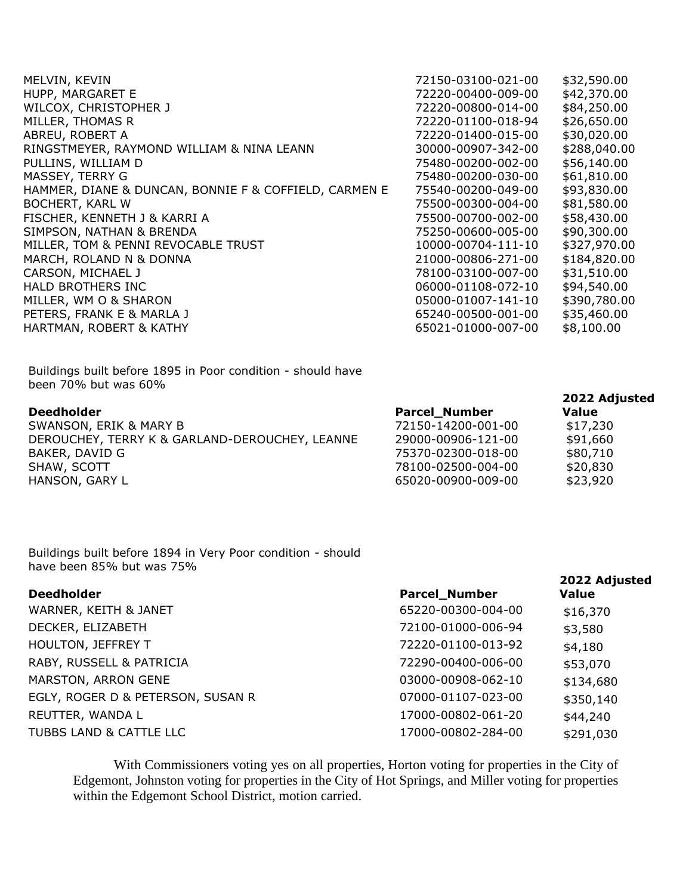| | | |
|---|---|---|
| MELVIN, KEVIN | 72150-03100-021-00 | $32,590.00 |
| HUPP, MARGARET E | 72220-00400-009-00 | $42,370.00 |
| WILCOX, CHRISTOPHER J | 72220-00800-014-00 | $84,250.00 |
| MILLER, THOMAS R | 72220-01100-018-94 | $26,650.00 |
| ABREU, ROBERT A | 72220-01400-015-00 | $30,020.00 |
| RINGSTMEYER, RAYMOND WILLIAM & NINA LEANN | 30000-00907-342-00 | $288,040.00 |
| PULLINS, WILLIAM D | 75480-00200-002-00 | $56,140.00 |
| MASSEY, TERRY G | 75480-00200-030-00 | $61,810.00 |
| HAMMER, DIANE & DUNCAN, BONNIE F & COFFIELD, CARMEN E | 75540-00200-049-00 | $93,830.00 |
| BOCHERT, KARL W | 75500-00300-004-00 | $81,580.00 |
| FISCHER, KENNETH J & KARRI A | 75500-00700-002-00 | $58,430.00 |
| SIMPSON, NATHAN & BRENDA | 75250-00600-005-00 | $90,300.00 |
| MILLER, TOM & PENNI REVOCABLE TRUST | 10000-00704-111-10 | $327,970.00 |
| MARCH, ROLAND N & DONNA | 21000-00806-271-00 | $184,820.00 |
| CARSON, MICHAEL J | 78100-03100-007-00 | $31,510.00 |
| HALD BROTHERS INC | 06000-01108-072-10 | $94,540.00 |
| MILLER, WM O & SHARON | 05000-01007-141-10 | $390,780.00 |
| PETERS, FRANK E & MARLA J | 65240-00500-001-00 | $35,460.00 |
| HARTMAN, ROBERT & KATHY | 65021-01000-007-00 | $8,100.00 |

Buildings built before 1895 in Poor condition - should have been 70% but was 60%

| Deedholder | Parcel_Number | 2022 Adjusted Value |
|---|---|---|
| SWANSON, ERIK & MARY B | 72150-14200-001-00 | $17,230 |
| DEROUCHEY, TERRY K & GARLAND-DEROUCHEY, LEANNE | 29000-00906-121-00 | $91,660 |
| BAKER, DAVID G | 75370-02300-018-00 | $80,710 |
| SHAW, SCOTT | 78100-02500-004-00 | $20,830 |
| HANSON, GARY L | 65020-00900-009-00 | $23,920 |

Buildings built before 1894 in Very Poor condition - should have been 85% but was 75%

| Deedholder | Parcel_Number | 2022 Adjusted Value |
|---|---|---|
| WARNER, KEITH & JANET | 65220-00300-004-00 | $16,370 |
| DECKER, ELIZABETH | 72100-01000-006-94 | $3,580 |
| HOULTON, JEFFREY T | 72220-01100-013-92 | $4,180 |
| RABY, RUSSELL & PATRICIA | 72290-00400-006-00 | $53,070 |
| MARSTON, ARRON GENE | 03000-00908-062-10 | $134,680 |
| EGLY, ROGER D & PETERSON, SUSAN R | 07000-01107-023-00 | $350,140 |
| REUTTER, WANDA L | 17000-00802-061-20 | $44,240 |
| TUBBS LAND & CATTLE LLC | 17000-00802-284-00 | $291,030 |

With Commissioners voting yes on all properties, Horton voting for properties in the City of Edgemont, Johnston voting for properties in the City of Hot Springs, and Miller voting for properties within the Edgemont School District, motion carried.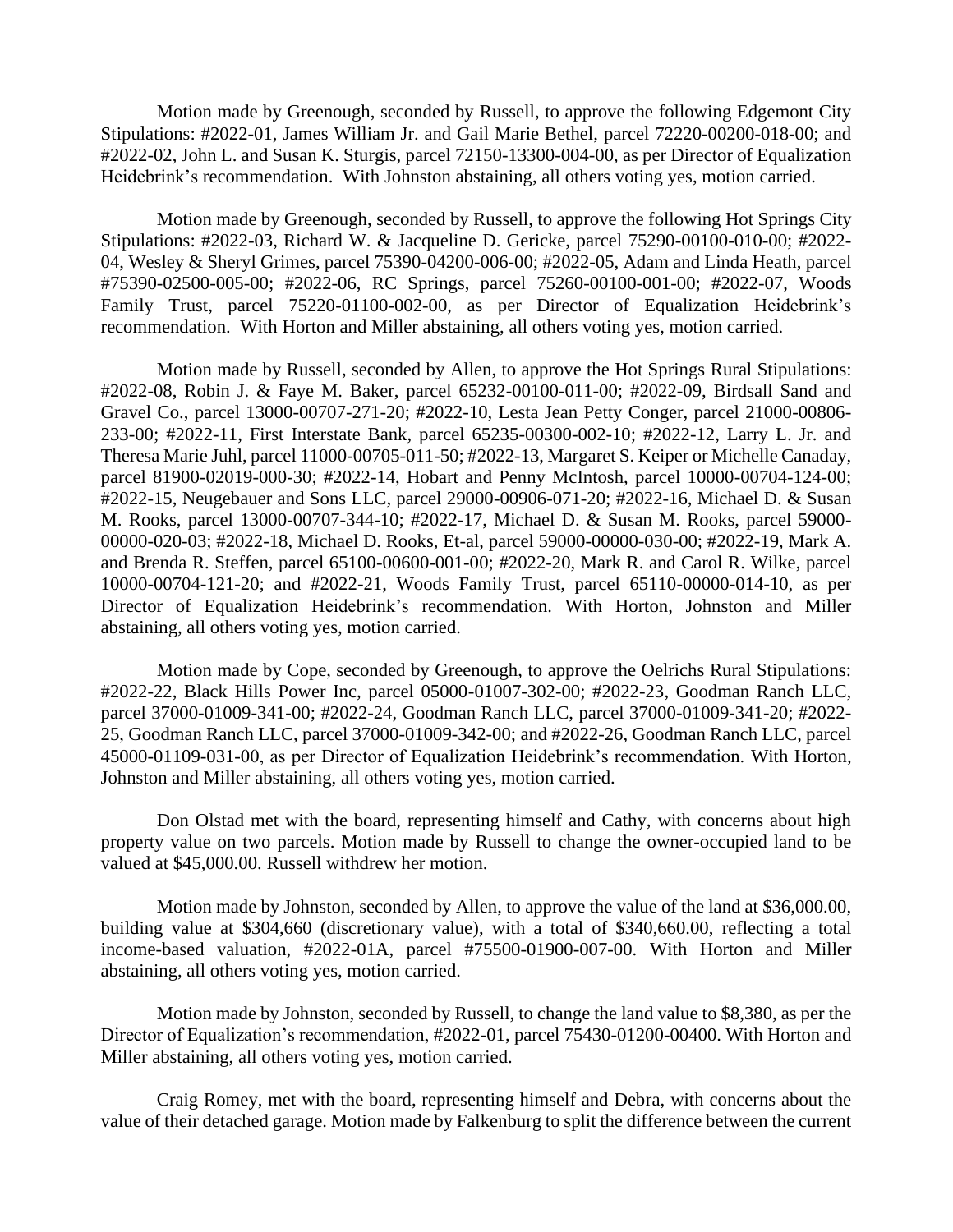Motion made by Greenough, seconded by Russell, to approve the following Edgemont City Stipulations: #2022-01, James William Jr. and Gail Marie Bethel, parcel 72220-00200-018-00; and #2022-02, John L. and Susan K. Sturgis, parcel 72150-13300-004-00, as per Director of Equalization Heidebrink's recommendation. With Johnston abstaining, all others voting yes, motion carried.

Motion made by Greenough, seconded by Russell, to approve the following Hot Springs City Stipulations: #2022-03, Richard W. & Jacqueline D. Gericke, parcel 75290-00100-010-00; #2022-04, Wesley & Sheryl Grimes, parcel 75390-04200-006-00; #2022-05, Adam and Linda Heath, parcel #75390-02500-005-00; #2022-06, RC Springs, parcel 75260-00100-001-00; #2022-07, Woods Family Trust, parcel 75220-01100-002-00, as per Director of Equalization Heidebrink's recommendation. With Horton and Miller abstaining, all others voting yes, motion carried.

Motion made by Russell, seconded by Allen, to approve the Hot Springs Rural Stipulations: #2022-08, Robin J. & Faye M. Baker, parcel 65232-00100-011-00; #2022-09, Birdsall Sand and Gravel Co., parcel 13000-00707-271-20; #2022-10, Lesta Jean Petty Conger, parcel 21000-00806-233-00; #2022-11, First Interstate Bank, parcel 65235-00300-002-10; #2022-12, Larry L. Jr. and Theresa Marie Juhl, parcel 11000-00705-011-50; #2022-13, Margaret S. Keiper or Michelle Canaday, parcel 81900-02019-000-30; #2022-14, Hobart and Penny McIntosh, parcel 10000-00704-124-00; #2022-15, Neugebauer and Sons LLC, parcel 29000-00906-071-20; #2022-16, Michael D. & Susan M. Rooks, parcel 13000-00707-344-10; #2022-17, Michael D. & Susan M. Rooks, parcel 59000-00000-020-03; #2022-18, Michael D. Rooks, Et-al, parcel 59000-00000-030-00; #2022-19, Mark A. and Brenda R. Steffen, parcel 65100-00600-001-00; #2022-20, Mark R. and Carol R. Wilke, parcel 10000-00704-121-20; and #2022-21, Woods Family Trust, parcel 65110-00000-014-10, as per Director of Equalization Heidebrink's recommendation. With Horton, Johnston and Miller abstaining, all others voting yes, motion carried.

Motion made by Cope, seconded by Greenough, to approve the Oelrichs Rural Stipulations: #2022-22, Black Hills Power Inc, parcel 05000-01007-302-00; #2022-23, Goodman Ranch LLC, parcel 37000-01009-341-00; #2022-24, Goodman Ranch LLC, parcel 37000-01009-341-20; #2022-25, Goodman Ranch LLC, parcel 37000-01009-342-00; and #2022-26, Goodman Ranch LLC, parcel 45000-01109-031-00, as per Director of Equalization Heidebrink's recommendation. With Horton, Johnston and Miller abstaining, all others voting yes, motion carried.

Don Olstad met with the board, representing himself and Cathy, with concerns about high property value on two parcels. Motion made by Russell to change the owner-occupied land to be valued at $45,000.00. Russell withdrew her motion.

Motion made by Johnston, seconded by Allen, to approve the value of the land at $36,000.00, building value at $304,660 (discretionary value), with a total of $340,660.00, reflecting a total income-based valuation, #2022-01A, parcel #75500-01900-007-00. With Horton and Miller abstaining, all others voting yes, motion carried.

Motion made by Johnston, seconded by Russell, to change the land value to $8,380, as per the Director of Equalization's recommendation, #2022-01, parcel 75430-01200-00400. With Horton and Miller abstaining, all others voting yes, motion carried.

Craig Romey, met with the board, representing himself and Debra, with concerns about the value of their detached garage. Motion made by Falkenburg to split the difference between the current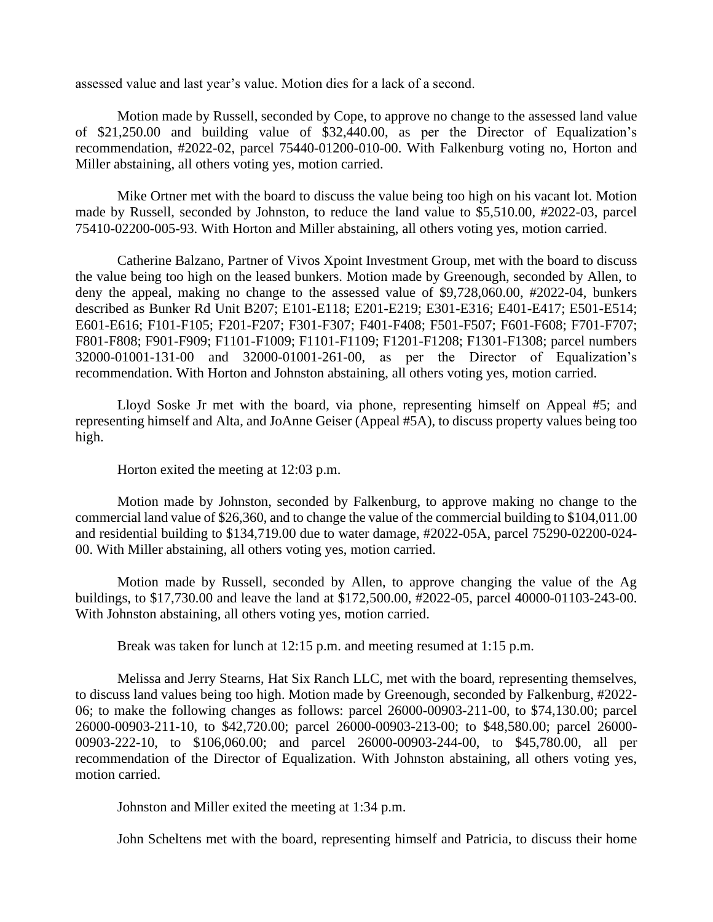assessed value and last year's value. Motion dies for a lack of a second.

Motion made by Russell, seconded by Cope, to approve no change to the assessed land value of $21,250.00 and building value of $32,440.00, as per the Director of Equalization's recommendation, #2022-02, parcel 75440-01200-010-00. With Falkenburg voting no, Horton and Miller abstaining, all others voting yes, motion carried.

Mike Ortner met with the board to discuss the value being too high on his vacant lot. Motion made by Russell, seconded by Johnston, to reduce the land value to $5,510.00, #2022-03, parcel 75410-02200-005-93. With Horton and Miller abstaining, all others voting yes, motion carried.

Catherine Balzano, Partner of Vivos Xpoint Investment Group, met with the board to discuss the value being too high on the leased bunkers. Motion made by Greenough, seconded by Allen, to deny the appeal, making no change to the assessed value of $9,728,060.00, #2022-04, bunkers described as Bunker Rd Unit B207; E101-E118; E201-E219; E301-E316; E401-E417; E501-E514; E601-E616; F101-F105; F201-F207; F301-F307; F401-F408; F501-F507; F601-F608; F701-F707; F801-F808; F901-F909; F1101-F1009; F1101-F1109; F1201-F1208; F1301-F1308; parcel numbers 32000-01001-131-00 and 32000-01001-261-00, as per the Director of Equalization's recommendation. With Horton and Johnston abstaining, all others voting yes, motion carried.

Lloyd Soske Jr met with the board, via phone, representing himself on Appeal #5; and representing himself and Alta, and JoAnne Geiser (Appeal #5A), to discuss property values being too high.

Horton exited the meeting at 12:03 p.m.

Motion made by Johnston, seconded by Falkenburg, to approve making no change to the commercial land value of $26,360, and to change the value of the commercial building to $104,011.00 and residential building to $134,719.00 due to water damage, #2022-05A, parcel 75290-02200-024-00. With Miller abstaining, all others voting yes, motion carried.

Motion made by Russell, seconded by Allen, to approve changing the value of the Ag buildings, to $17,730.00 and leave the land at $172,500.00, #2022-05, parcel 40000-01103-243-00. With Johnston abstaining, all others voting yes, motion carried.

Break was taken for lunch at 12:15 p.m. and meeting resumed at 1:15 p.m.

Melissa and Jerry Stearns, Hat Six Ranch LLC, met with the board, representing themselves, to discuss land values being too high. Motion made by Greenough, seconded by Falkenburg, #2022-06; to make the following changes as follows: parcel 26000-00903-211-00, to $74,130.00; parcel 26000-00903-211-10, to $42,720.00; parcel 26000-00903-213-00; to $48,580.00; parcel 26000-00903-222-10, to $106,060.00; and parcel 26000-00903-244-00, to $45,780.00, all per recommendation of the Director of Equalization. With Johnston abstaining, all others voting yes, motion carried.

Johnston and Miller exited the meeting at 1:34 p.m.

John Scheltens met with the board, representing himself and Patricia, to discuss their home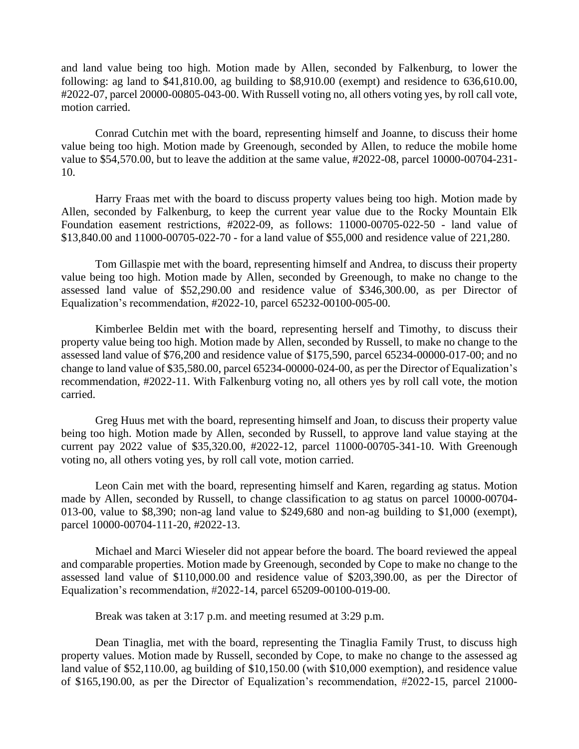and land value being too high. Motion made by Allen, seconded by Falkenburg, to lower the following: ag land to $41,810.00, ag building to $8,910.00 (exempt) and residence to 636,610.00, #2022-07, parcel 20000-00805-043-00. With Russell voting no, all others voting yes, by roll call vote, motion carried.

Conrad Cutchin met with the board, representing himself and Joanne, to discuss their home value being too high. Motion made by Greenough, seconded by Allen, to reduce the mobile home value to $54,570.00, but to leave the addition at the same value, #2022-08, parcel 10000-00704-231-10.

Harry Fraas met with the board to discuss property values being too high. Motion made by Allen, seconded by Falkenburg, to keep the current year value due to the Rocky Mountain Elk Foundation easement restrictions, #2022-09, as follows: 11000-00705-022-50 - land value of $13,840.00 and 11000-00705-022-70 - for a land value of $55,000 and residence value of 221,280.

Tom Gillaspie met with the board, representing himself and Andrea, to discuss their property value being too high. Motion made by Allen, seconded by Greenough, to make no change to the assessed land value of $52,290.00 and residence value of $346,300.00, as per Director of Equalization's recommendation, #2022-10, parcel 65232-00100-005-00.

Kimberlee Beldin met with the board, representing herself and Timothy, to discuss their property value being too high. Motion made by Allen, seconded by Russell, to make no change to the assessed land value of $76,200 and residence value of $175,590, parcel 65234-00000-017-00; and no change to land value of $35,580.00, parcel 65234-00000-024-00, as per the Director of Equalization's recommendation, #2022-11. With Falkenburg voting no, all others yes by roll call vote, the motion carried.

Greg Huus met with the board, representing himself and Joan, to discuss their property value being too high. Motion made by Allen, seconded by Russell, to approve land value staying at the current pay 2022 value of $35,320.00, #2022-12, parcel 11000-00705-341-10. With Greenough voting no, all others voting yes, by roll call vote, motion carried.

Leon Cain met with the board, representing himself and Karen, regarding ag status. Motion made by Allen, seconded by Russell, to change classification to ag status on parcel 10000-00704-013-00, value to $8,390; non-ag land value to $249,680 and non-ag building to $1,000 (exempt), parcel 10000-00704-111-20, #2022-13.

Michael and Marci Wieseler did not appear before the board. The board reviewed the appeal and comparable properties. Motion made by Greenough, seconded by Cope to make no change to the assessed land value of $110,000.00 and residence value of $203,390.00, as per the Director of Equalization's recommendation, #2022-14, parcel 65209-00100-019-00.

Break was taken at 3:17 p.m. and meeting resumed at 3:29 p.m.

Dean Tinaglia, met with the board, representing the Tinaglia Family Trust, to discuss high property values. Motion made by Russell, seconded by Cope, to make no change to the assessed ag land value of $52,110.00, ag building of $10,150.00 (with $10,000 exemption), and residence value of $165,190.00, as per the Director of Equalization's recommendation, #2022-15, parcel 21000-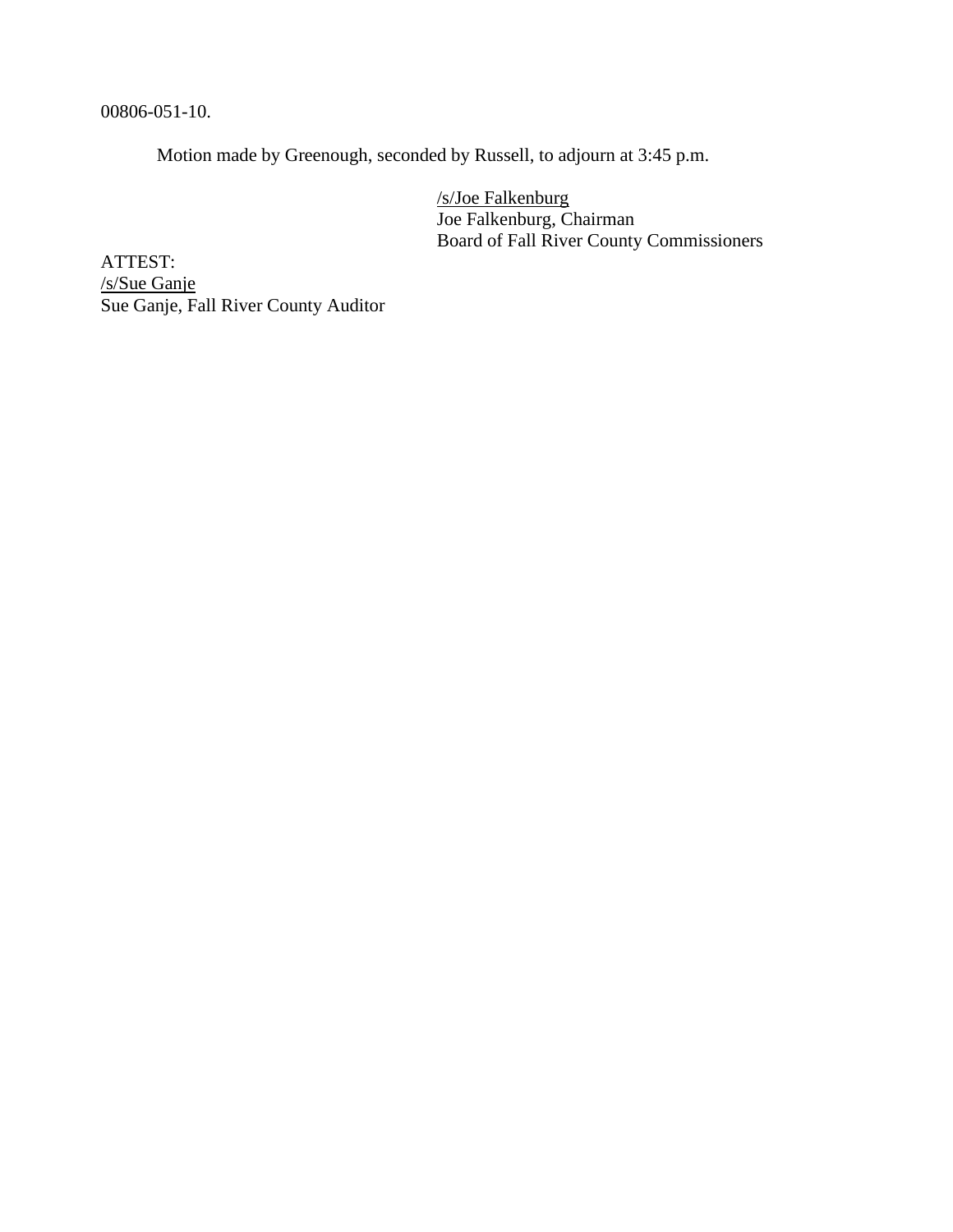00806-051-10.

Motion made by Greenough, seconded by Russell, to adjourn at 3:45 p.m.

/s/Joe Falkenburg
Joe Falkenburg, Chairman
Board of Fall River County Commissioners

ATTEST:
/s/Sue Ganje
Sue Ganje, Fall River County Auditor